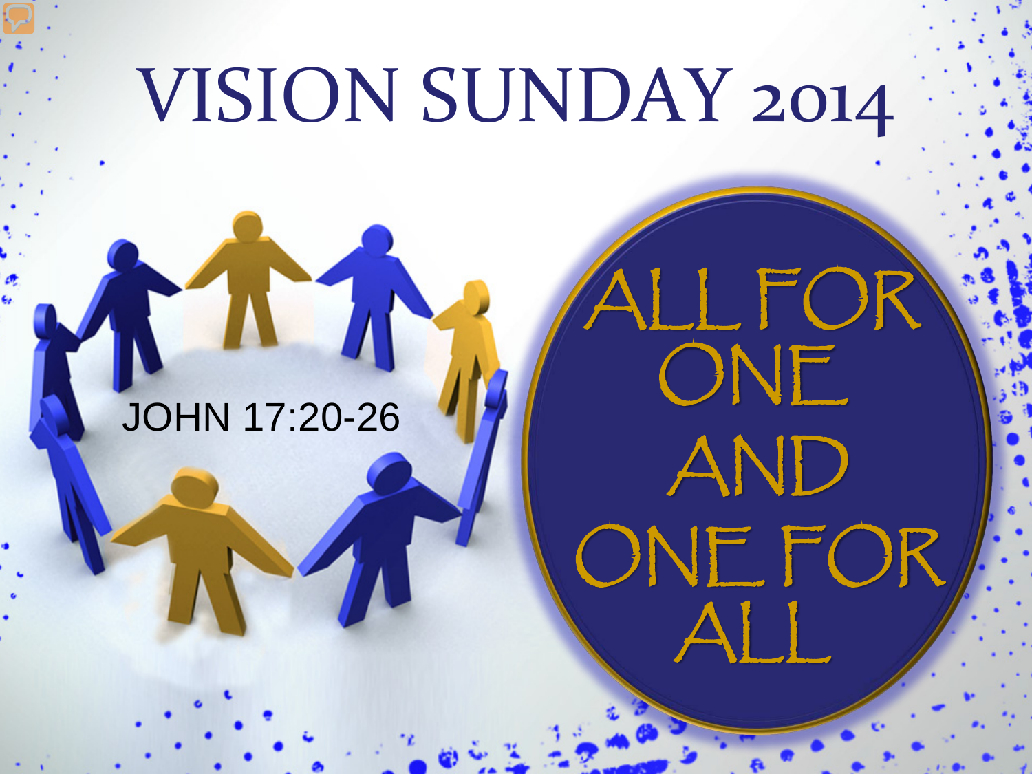# VISION SUNDAY 2014

JOHN 17:20-26

ALL FOR ONE AND ONE FOR ALL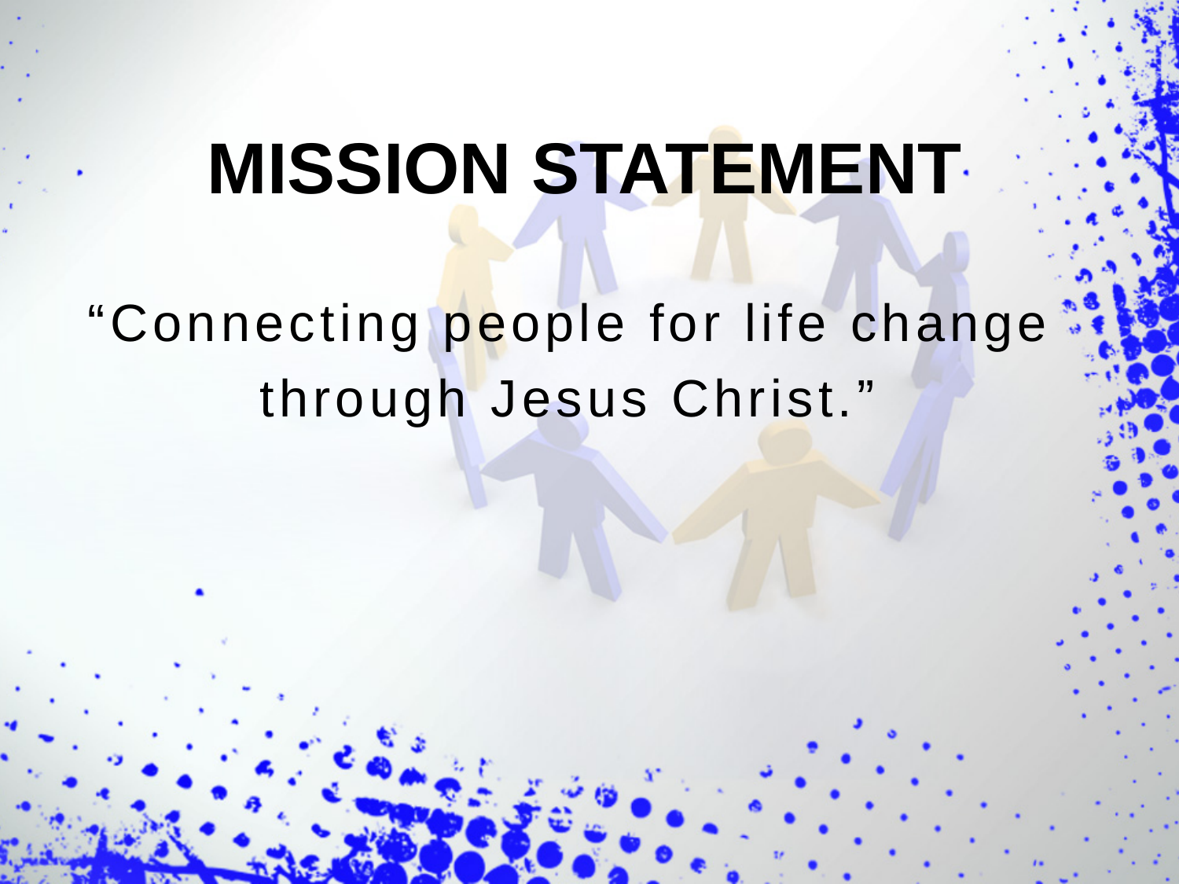# MISSION STATEMENT

"Connecting people for life change through Jesus Christ."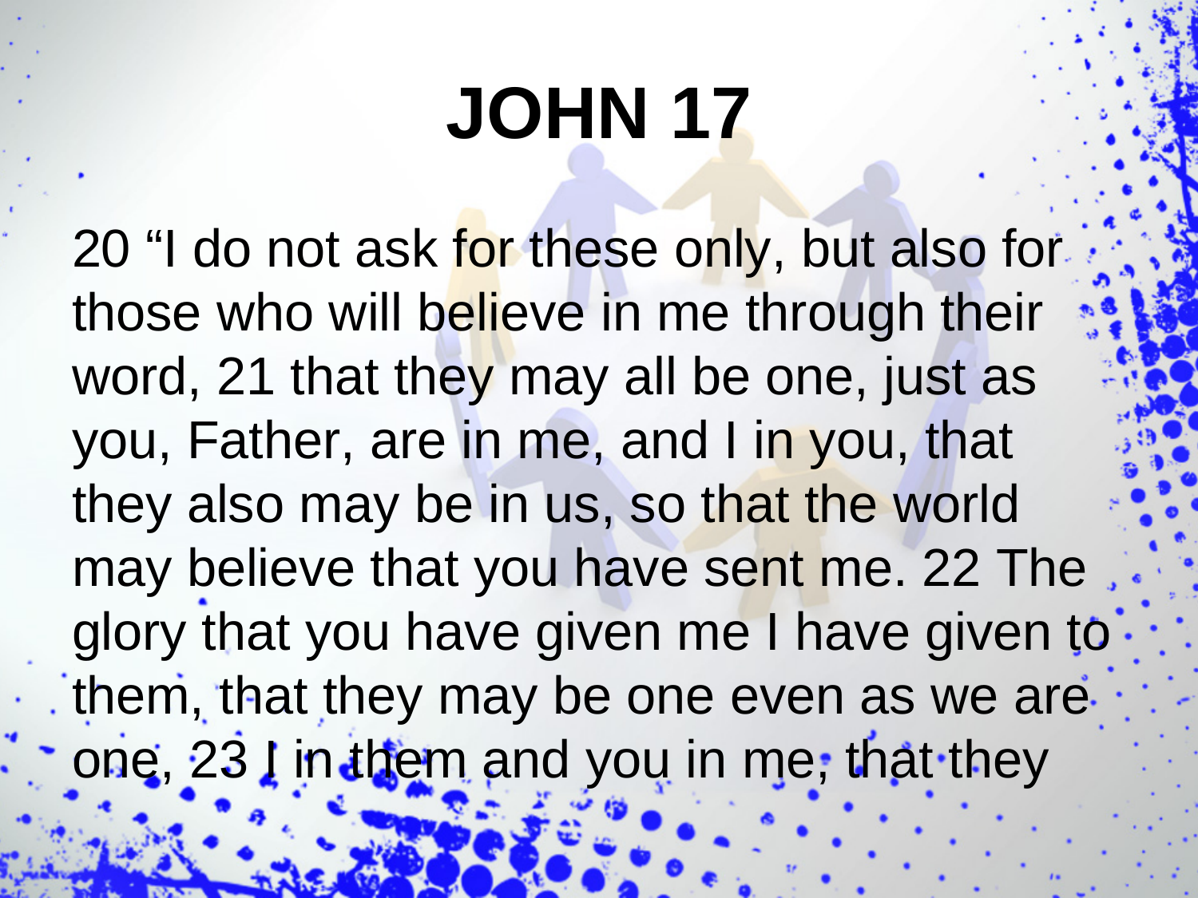# JOHN 17

20 "I do not ask for these only, but also for those who will believe in me through their word, 21 that they may all be one, just as you, Father, are in me, and I in you, that they also may be in us, so that the world may believe that you have sent me. 22 The glory that you have given me I have given to them, that they may be one even as we are one, 23 I in them and you in me, that they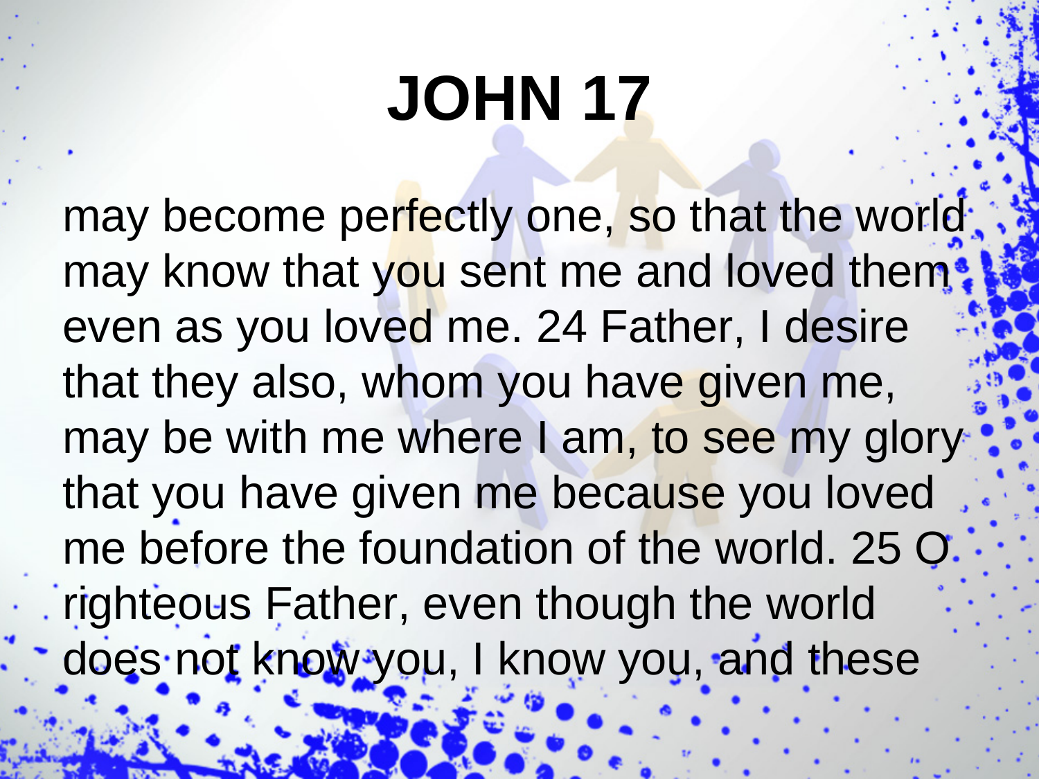# JOHN 17

may become perfectly one, so that the world may know that you sent me and loved them even as you loved me. 24 Father, I desire that they also, whom you have given me, may be with me where I am, to see my glory that you have given me because you loved me before the foundation of the world. 25 O righteous Father, even though the world does not know you, I know you, and these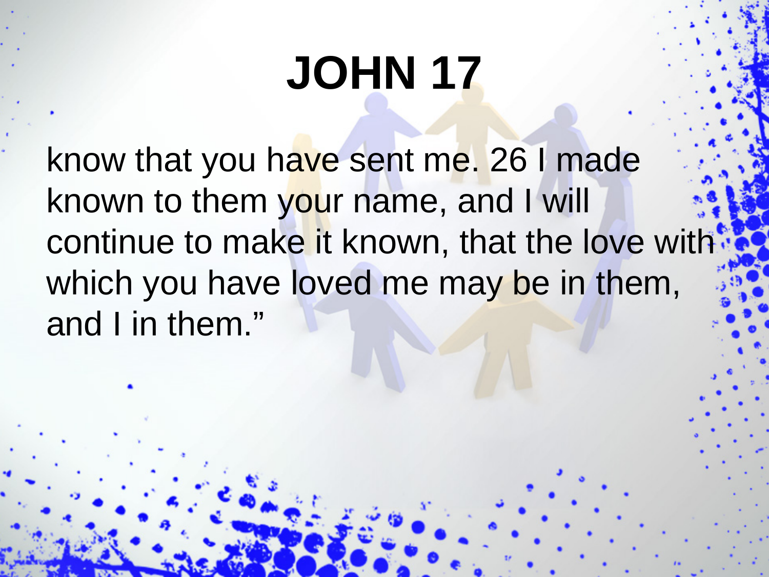# JOHN 17

know that you have sent me. 26 I made known to them your name, and I will continue to make it known, that the love with which you have loved me may be in them, and I in them."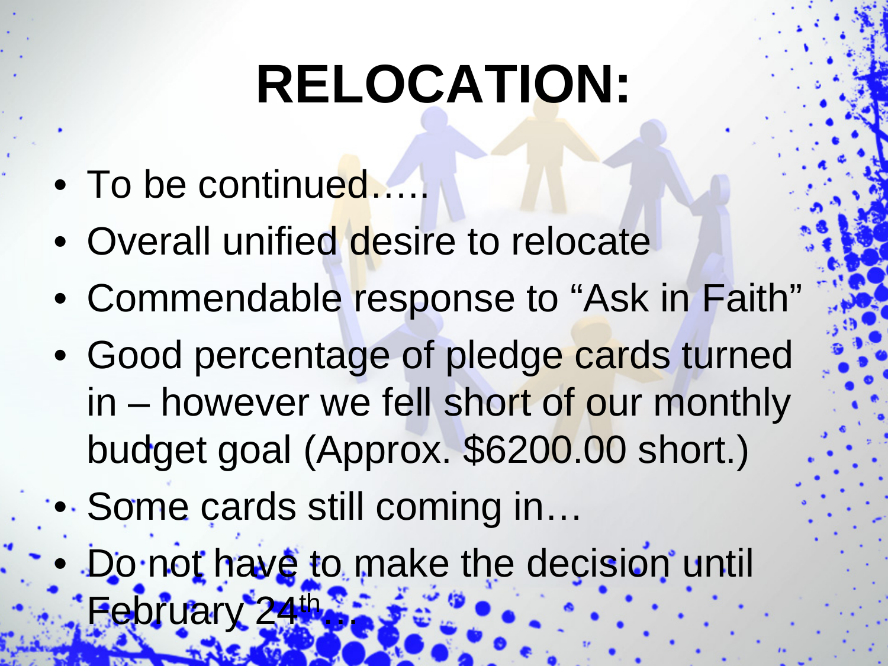# RELOCATION:

- To be continued…..
- Overall unified desire to relocate
- Commendable response to “Ask in Faith”
- Good percentage of pledge cards turned in – however we fell short of our monthly budget goal (Approx. $6200.00 short.)
- Some cards still coming in…
- Do not have to make the decision until February 24th…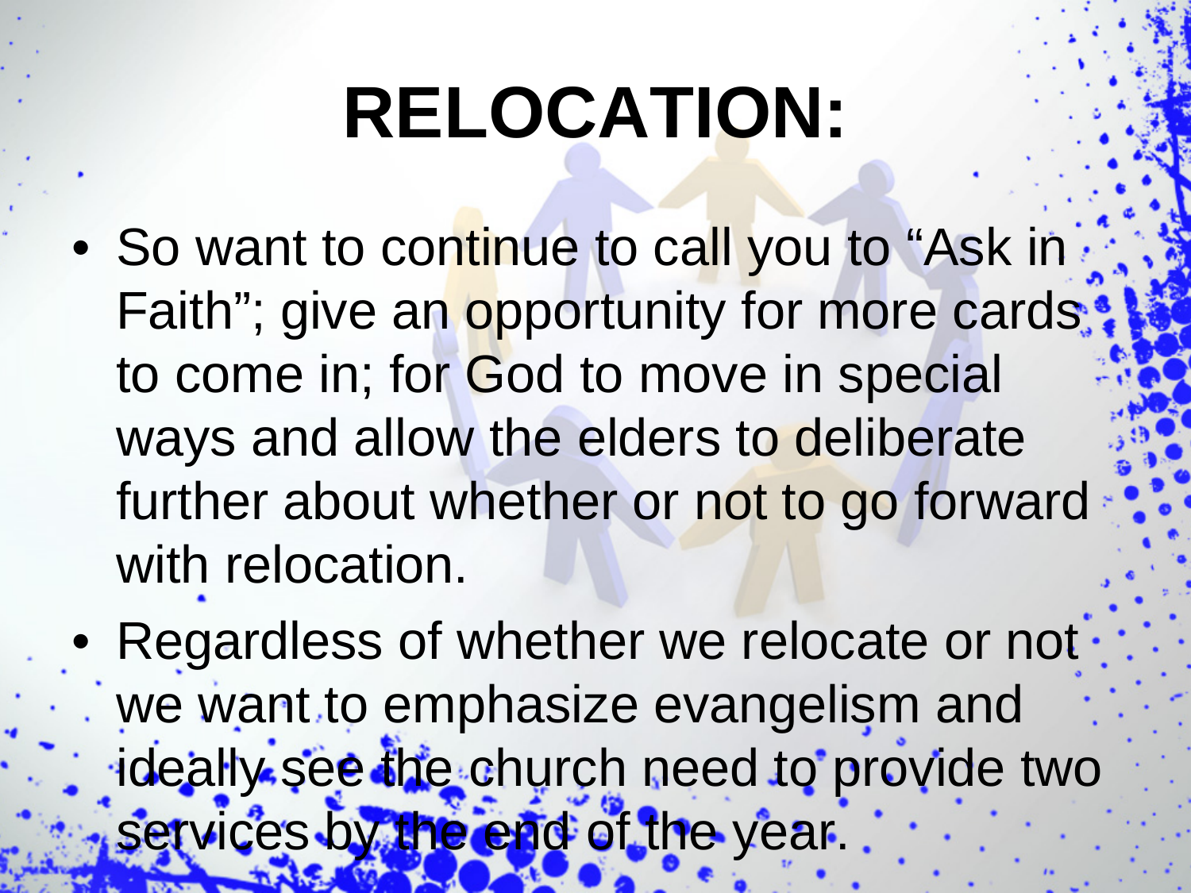# RELOCATION:

- So want to continue to call you to “Ask in Faith”; give an opportunity for more cards to come in; for God to move in special ways and allow the elders to deliberate further about whether or not to go forward with relocation.
- Regardless of whether we relocate or not we want to emphasize evangelism and ideally see the church need to provide two services by the end of the year.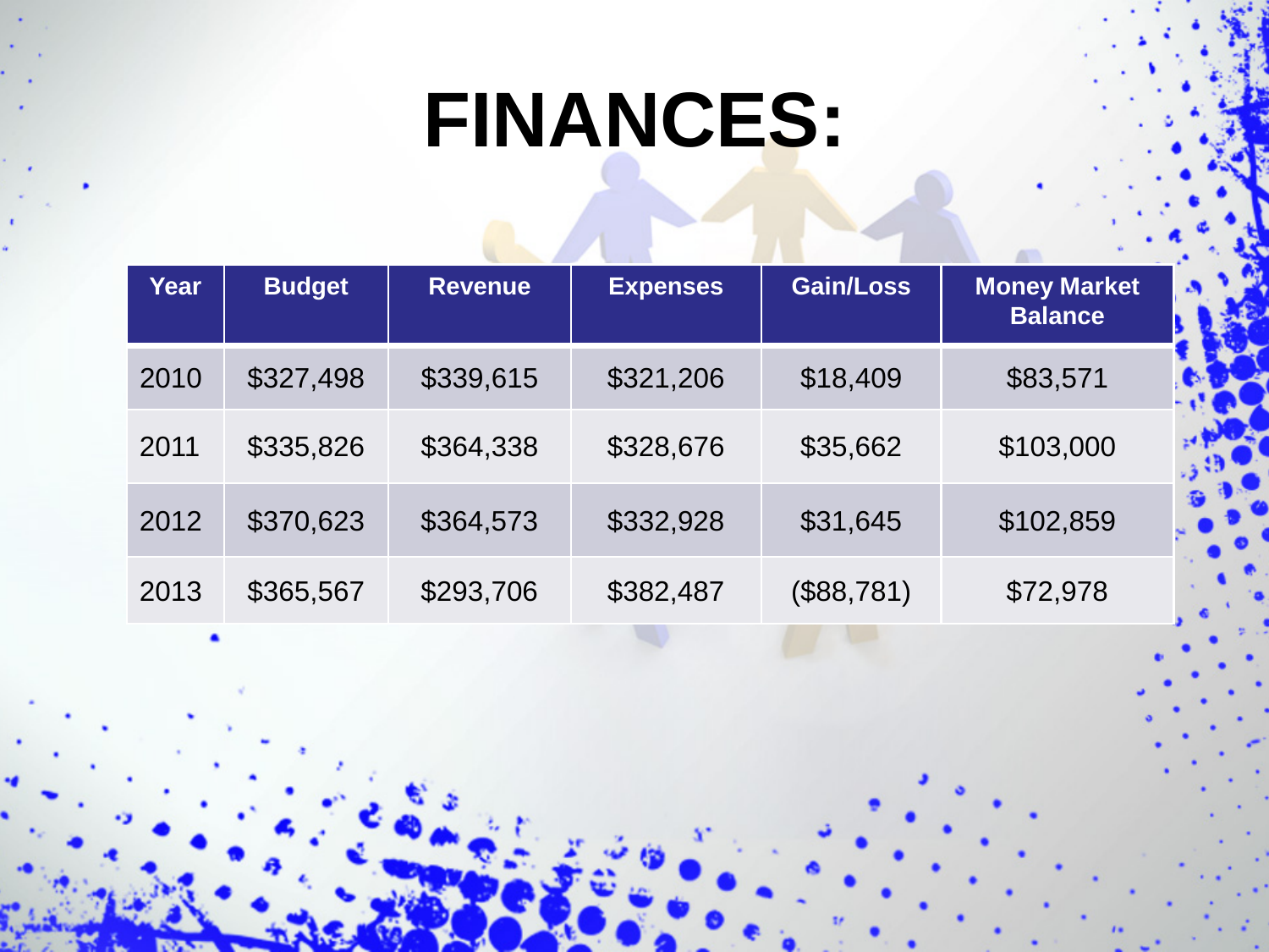# FINANCES:

| Year | Budget | Revenue | Expenses | Gain/Loss | Money Market Balance |
|---|---|---|---|---|---|
| 2010 | $327,498 | $339,615 | $321,206 | $18,409 | $83,571 |
| 2011 | $335,826 | $364,338 | $328,676 | $35,662 | $103,000 |
| 2012 | $370,623 | $364,573 | $332,928 | $31,645 | $102,859 |
| 2013 | $365,567 | $293,706 | $382,487 | ($88,781) | $72,978 |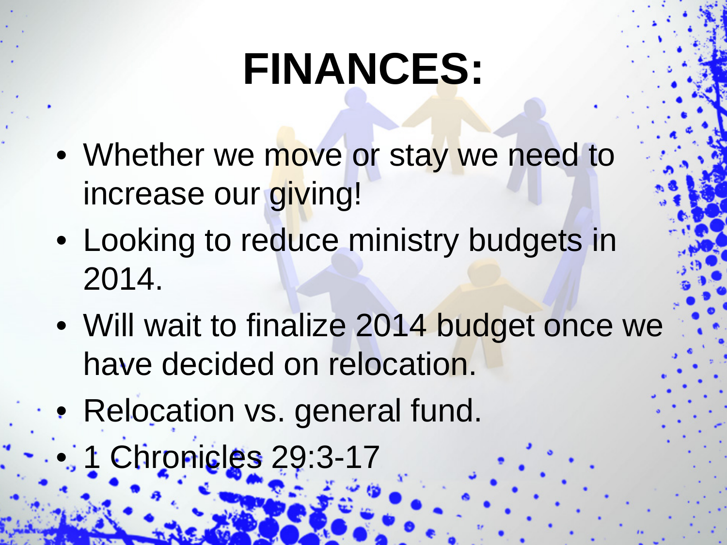# FINANCES:

- Whether we move or stay we need to increase our giving!
- Looking to reduce ministry budgets in 2014.
- Will wait to finalize 2014 budget once we have decided on relocation.
- Relocation vs. general fund.
- 1 Chronicles 29:3-17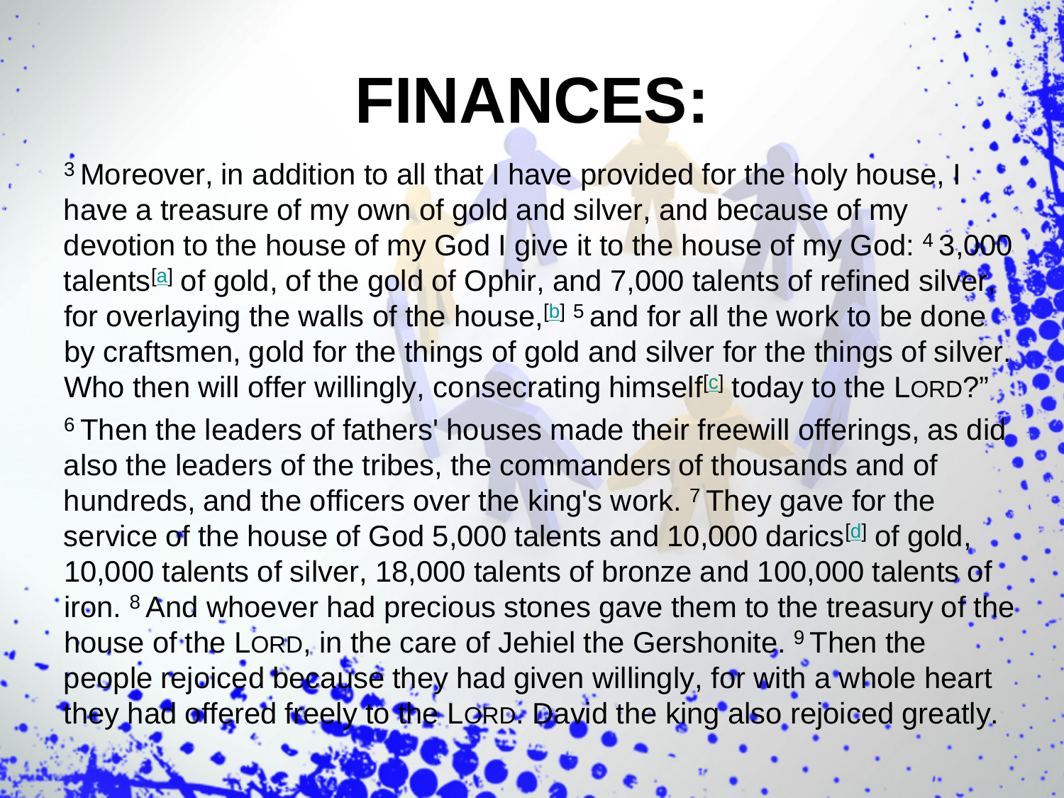# FINANCES:

[3] Moreover, in addition to all that I have provided for the holy house, I have a treasure of my own of gold and silver, and because of my devotion to the house of my God I give it to the house of my God: [4] 3,000 talents[a] of gold, of the gold of Ophir, and 7,000 talents of refined silver, for overlaying the walls of the house,[b] [5] and for all the work to be done by craftsmen, gold for the things of gold and silver for the things of silver. Who then will offer willingly, consecrating himself[c] today to the LORD?"

[6] Then the leaders of fathers' houses made their freewill offerings, as did also the leaders of the tribes, the commanders of thousands and of hundreds, and the officers over the king's work. [7] They gave for the service of the house of God 5,000 talents and 10,000 darics[d] of gold, 10,000 talents of silver, 18,000 talents of bronze and 100,000 talents of iron. [8] And whoever had precious stones gave them to the treasury of the house of the LORD, in the care of Jehiel the Gershonite. [9] Then the people rejoiced because they had given willingly, for with a whole heart they had offered freely to the LORD. David the king also rejoiced greatly.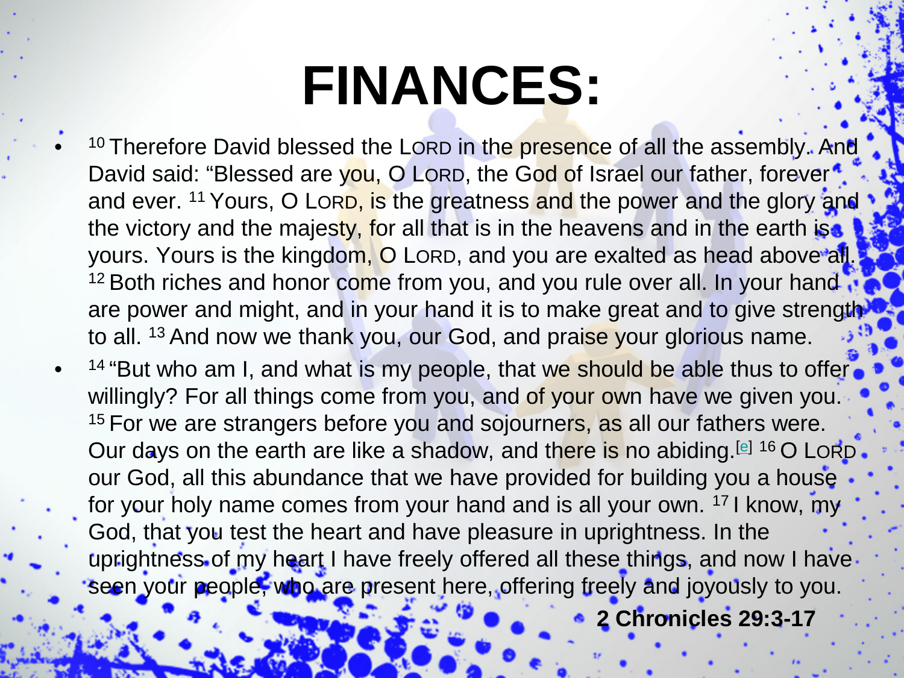# FINANCES:

- [10] Therefore David blessed the LORD in the presence of all the assembly. And David said: "Blessed are you, O LORD, the God of Israel our father, forever and ever. [11] Yours, O LORD, is the greatness and the power and the glory and the victory and the majesty, for all that is in the heavens and in the earth is yours. Yours is the kingdom, O LORD, and you are exalted as head above all. [12] Both riches and honor come from you, and you rule over all. In your hand are power and might, and in your hand it is to make great and to give strength to all. [13] And now we thank you, our God, and praise your glorious name.
- [14] "But who am I, and what is my people, that we should be able thus to offer willingly? For all things come from you, and of your own have we given you. [15] For we are strangers before you and sojourners, as all our fathers were. Our days on the earth are like a shadow, and there is no abiding.[e] [16] O LORD our God, all this abundance that we have provided for building you a house for your holy name comes from your hand and is all your own. [17] I know, my God, that you test the heart and have pleasure in uprightness. In the uprightness of my heart I have freely offered all these things, and now I have seen your people, who are present here, offering freely and joyously to you.

**2 Chronicles 29:3-17**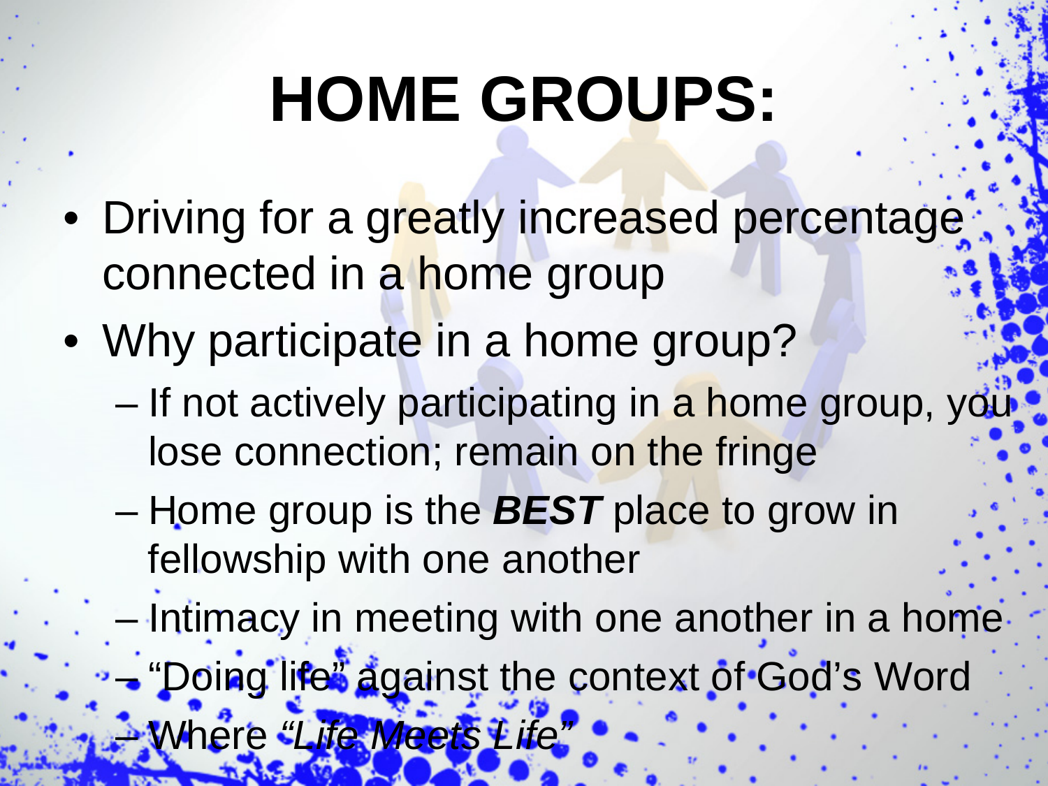# HOME GROUPS:

- Driving for a greatly increased percentage connected in a home group
- Why participate in a home group?
  - If not actively participating in a home group, you lose connection; remain on the fringe
  - Home group is the ***BEST*** place to grow in fellowship with one another
  - Intimacy in meeting with one another in a home
  - "Doing life" against the context of God's Word
  - Where *"Life Meets Life"*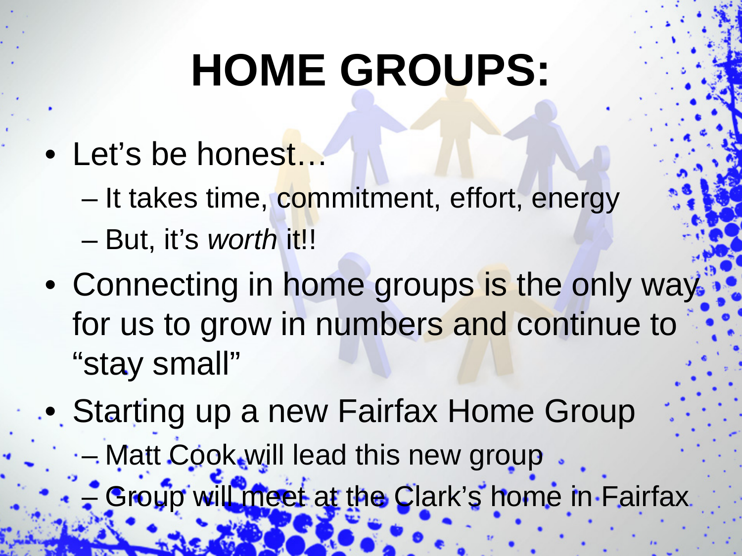# HOME GROUPS:

- Let's be honest…
  - It takes time, commitment, effort, energy
  - But, it's *worth* it!!
- Connecting in home groups is the only way for us to grow in numbers and continue to "stay small"
- Starting up a new Fairfax Home Group
  - Matt Cook will lead this new group
  - Group will meet at the Clark's home in Fairfax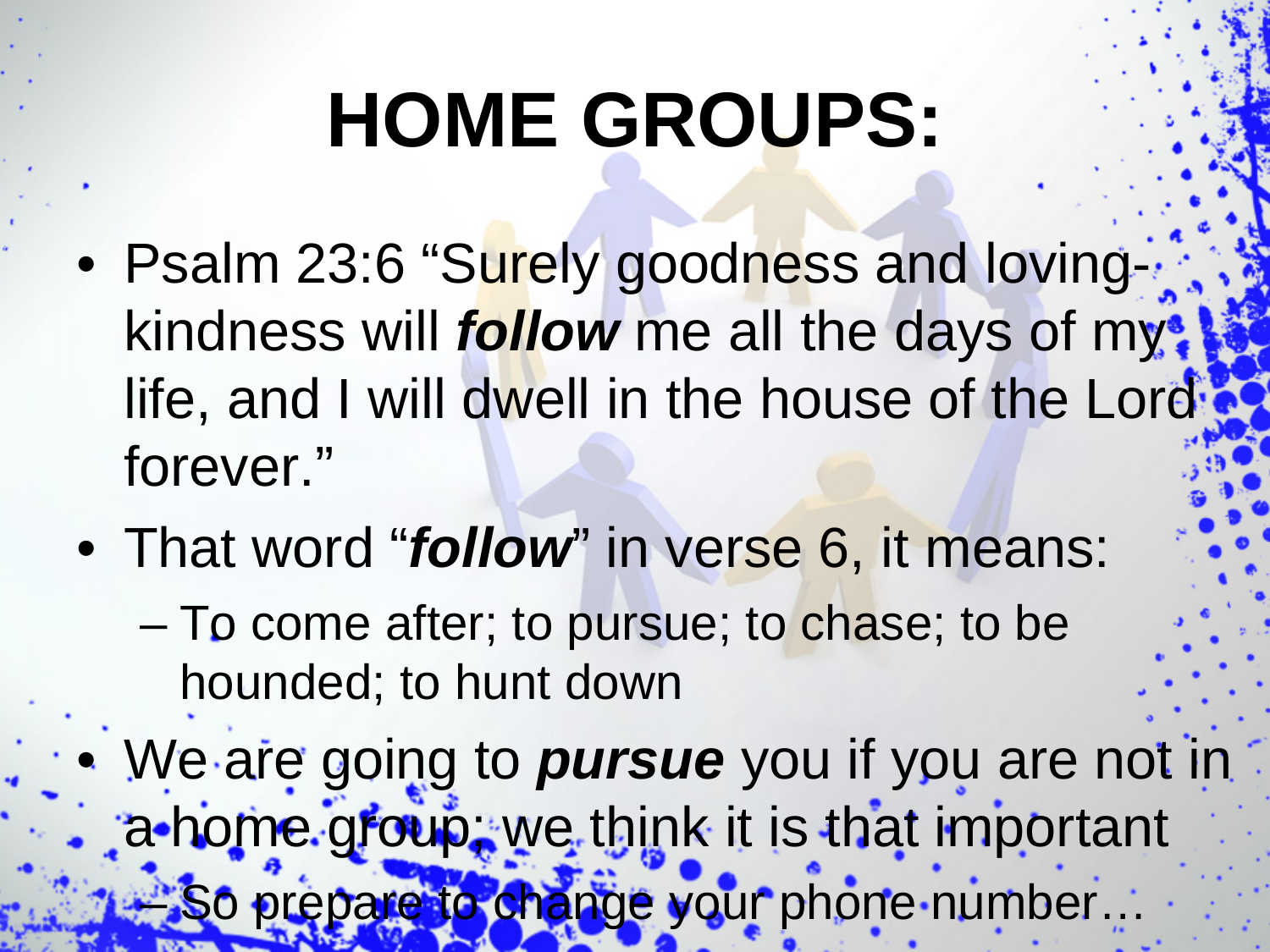# HOME GROUPS:

- Psalm 23:6 “Surely goodness and loving-kindness will ***follow*** me all the days of my life, and I will dwell in the house of the Lord forever.”
- That word “***follow***” in verse 6, it means:
  - To come after; to pursue; to chase; to be hounded; to hunt down
- We are going to ***pursue*** you if you are not in a home group; we think it is that important
  - So prepare to change your phone number…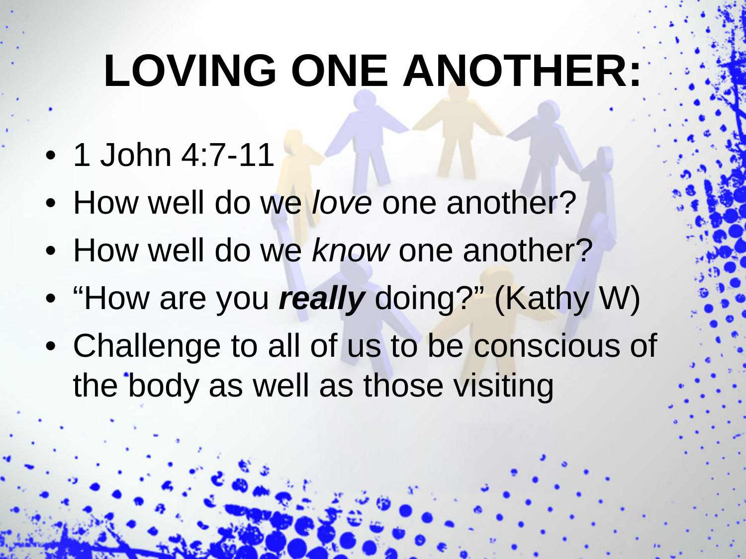# LOVING ONE ANOTHER:

- 1 John 4:7-11
- How well do we *love* one another?
- How well do we *know* one another?
- "How are you ***really*** doing?" (Kathy W)
- Challenge to all of us to be conscious of the body as well as those visiting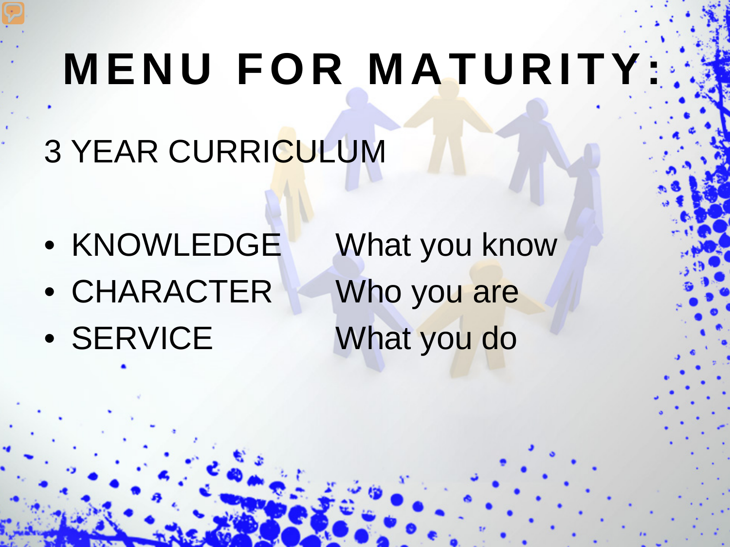# MENU FOR MATURITY:

3 YEAR CURRICULUM

- KNOWLEDGE — What you know
- CHARACTER — Who you are
- SERVICE — What you do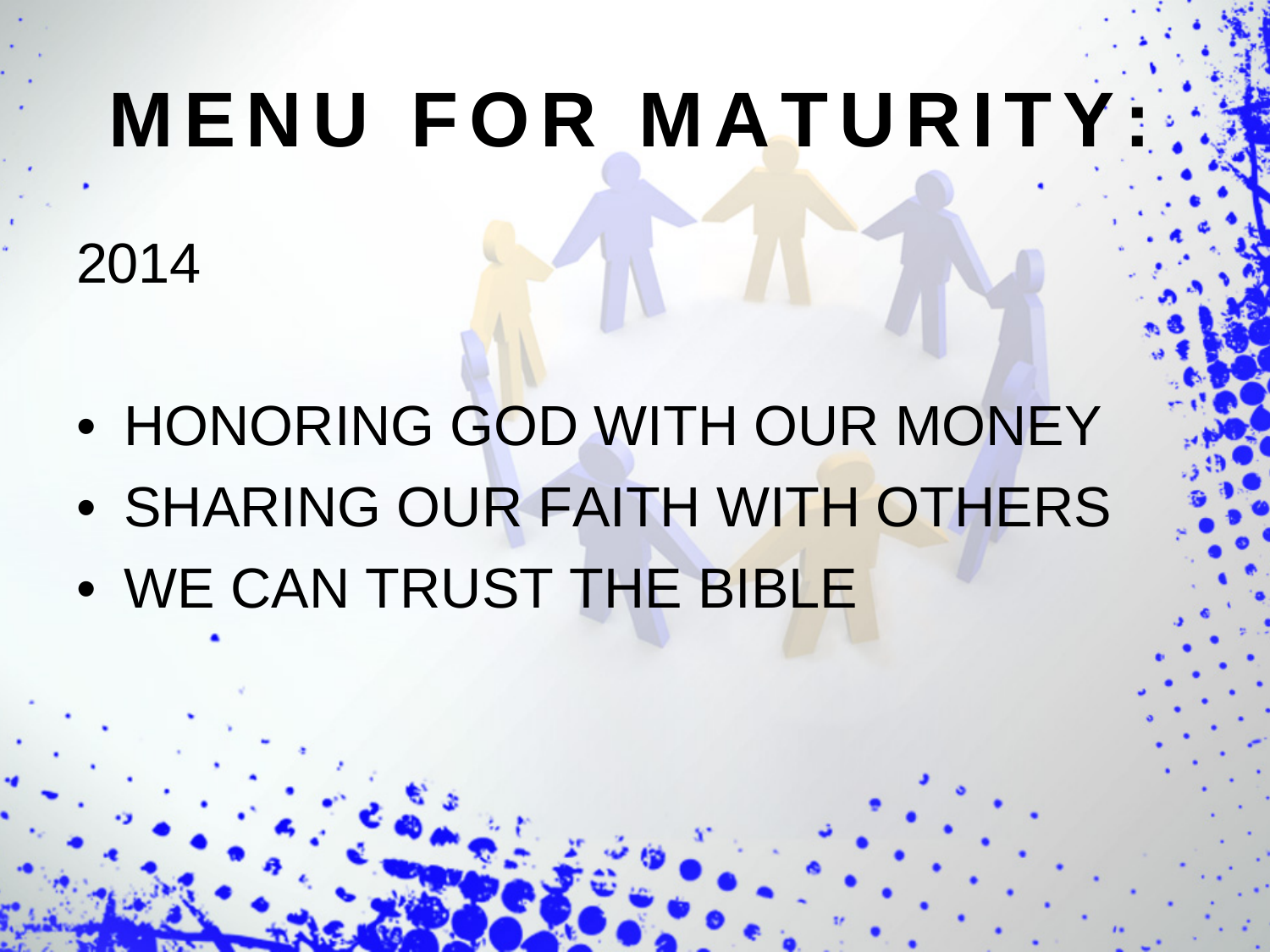# MENU FOR MATURITY:

2014

- HONORING GOD WITH OUR MONEY
- SHARING OUR FAITH WITH OTHERS
- WE CAN TRUST THE BIBLE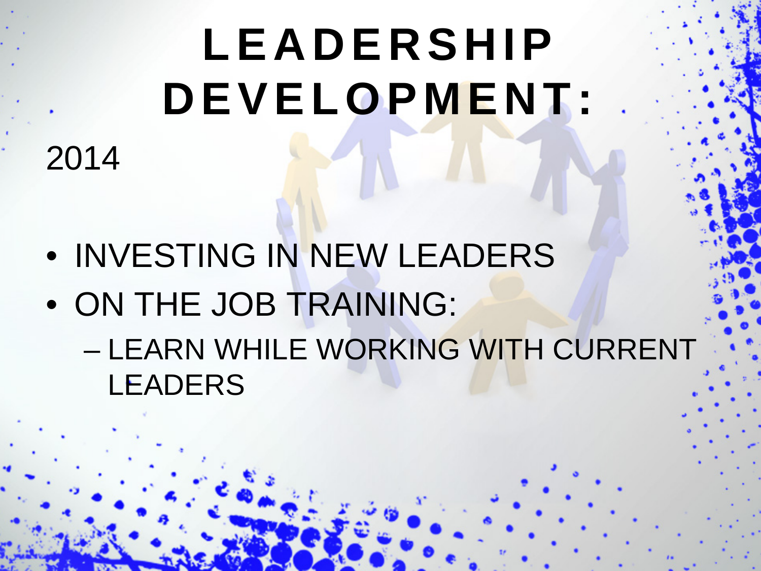# LEADERSHIP DEVELOPMENT:

2014

- INVESTING IN NEW LEADERS
- ON THE JOB TRAINING:
  - LEARN WHILE WORKING WITH CURRENT LEADERS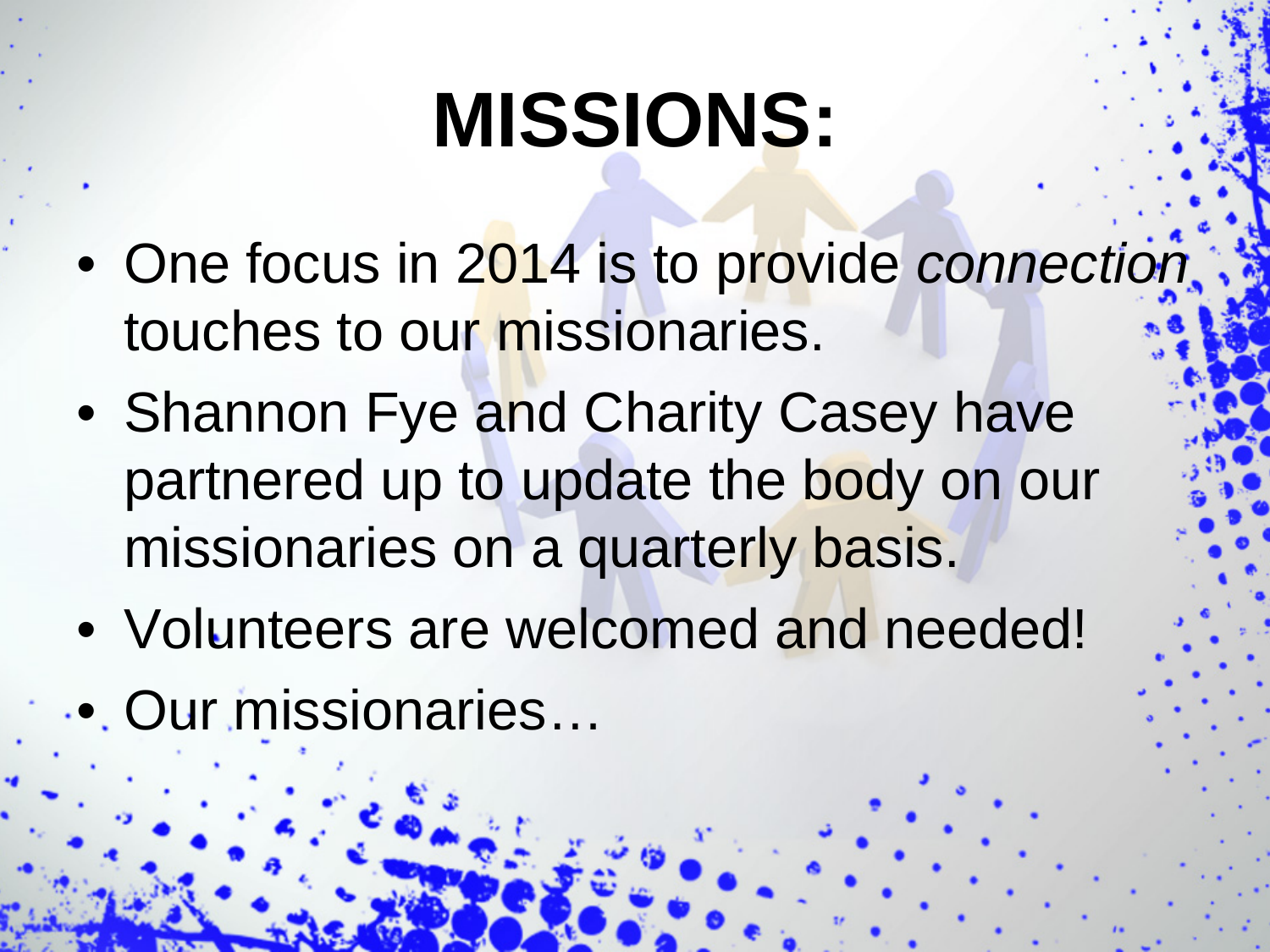# MISSIONS:

- One focus in 2014 is to provide *connection* touches to our missionaries.
- Shannon Fye and Charity Casey have partnered up to update the body on our missionaries on a quarterly basis.
- Volunteers are welcomed and needed!
- Our missionaries…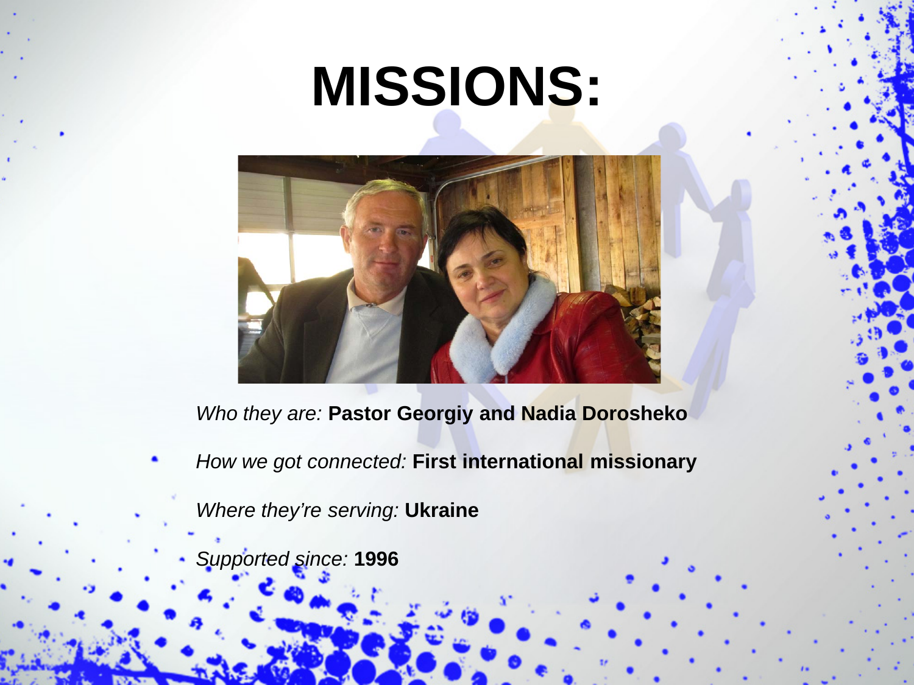# MISSIONS:

*Who they are:* **Pastor Georgiy and Nadia Dorosheko**

*How we got connected:* **First international missionary**

*Where they're serving:* **Ukraine**

*Supported since:* **1996**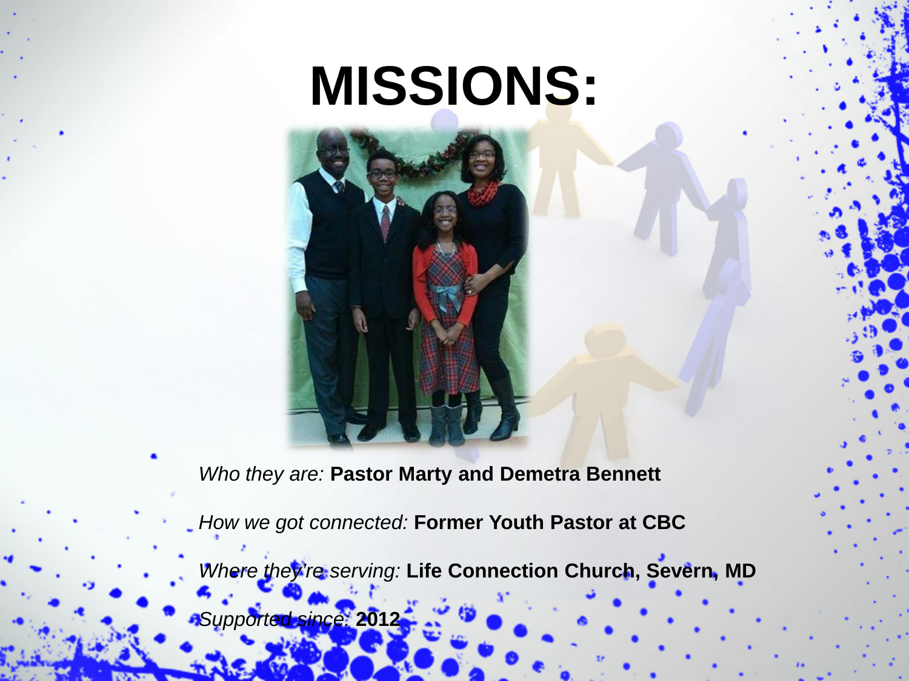# MISSIONS:

*Who they are:* **Pastor Marty and Demetra Bennett**

*How we got connected:* **Former Youth Pastor at CBC**

*Where they're serving:* **Life Connection Church, Severn, MD**

*Supported since:* **2012**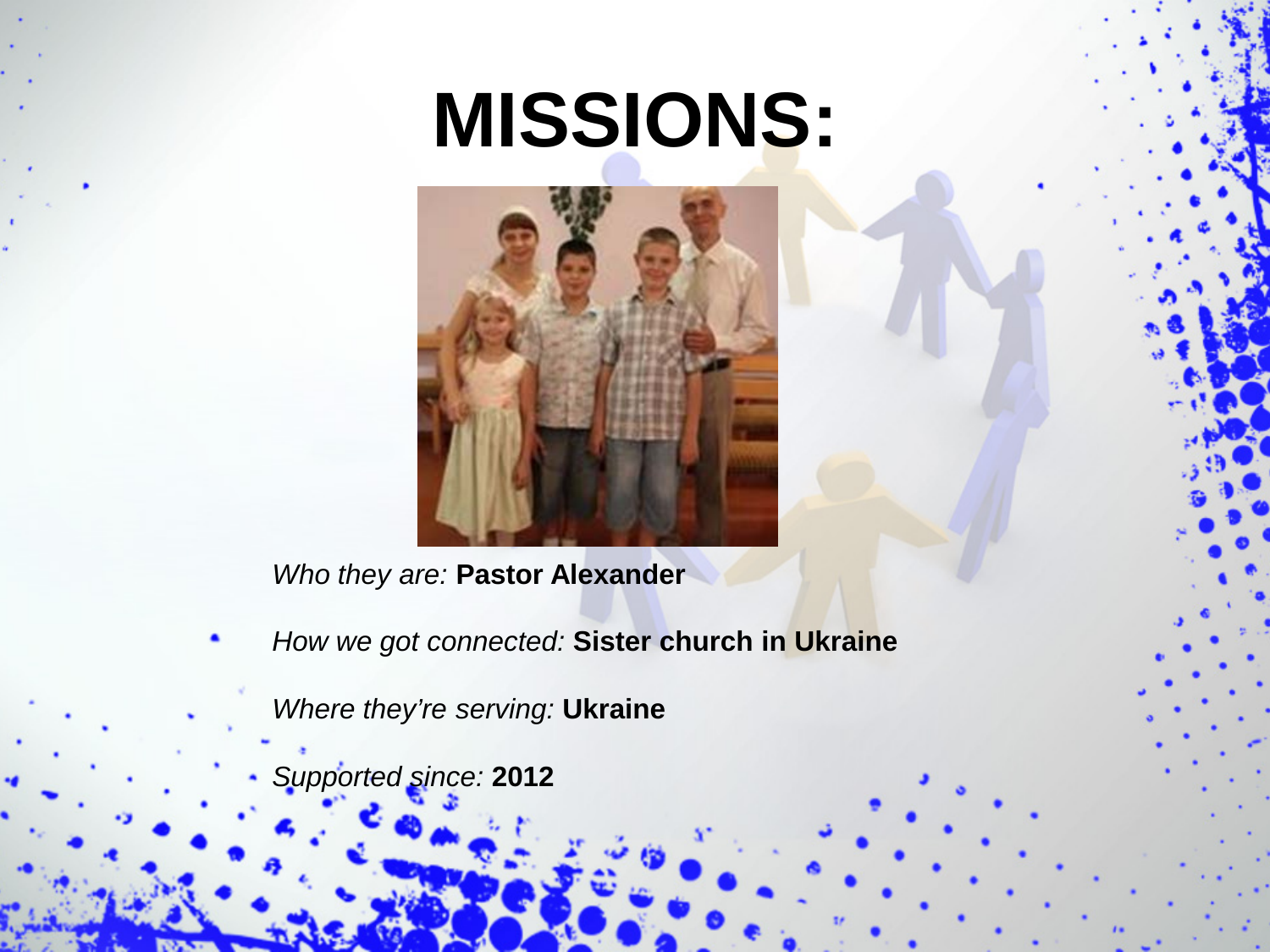# MISSIONS:

*Who they are:* **Pastor Alexander**

*How we got connected:* **Sister church in Ukraine**

*Where they're serving:* **Ukraine**

*Supported since:* **2012**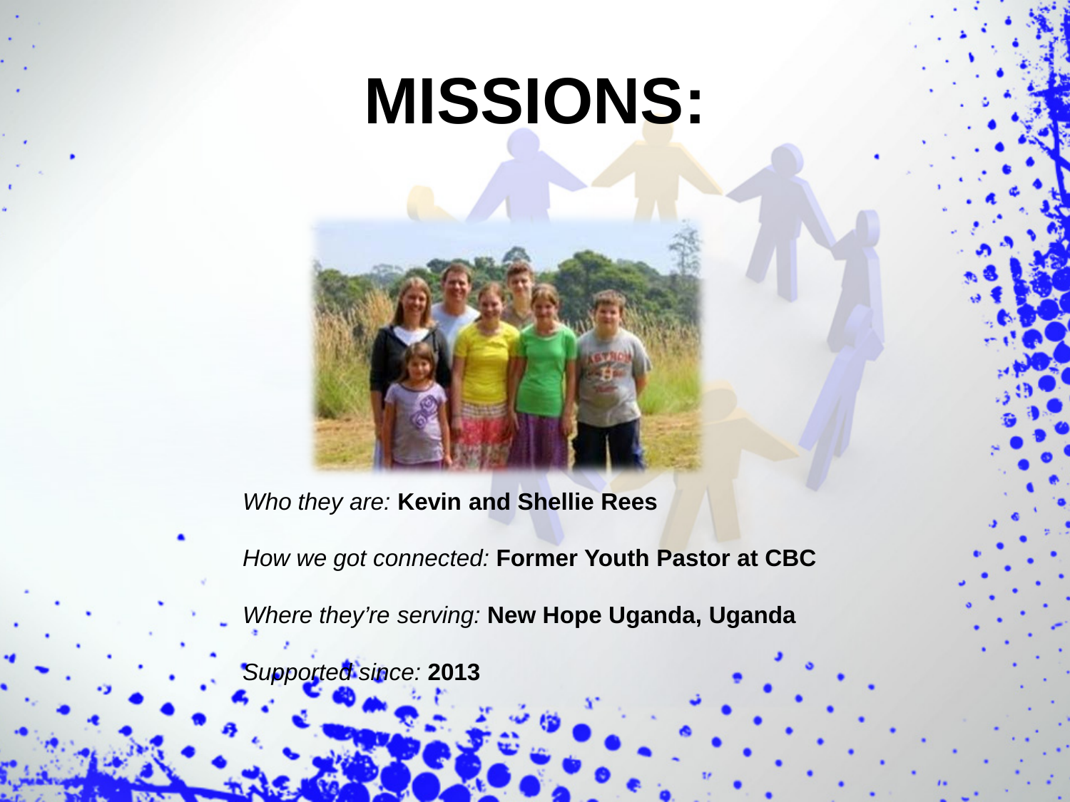# MISSIONS:

*Who they are:* **Kevin and Shellie Rees**

*How we got connected:* **Former Youth Pastor at CBC**

*Where they're serving:* **New Hope Uganda, Uganda**

*Supported since:* **2013**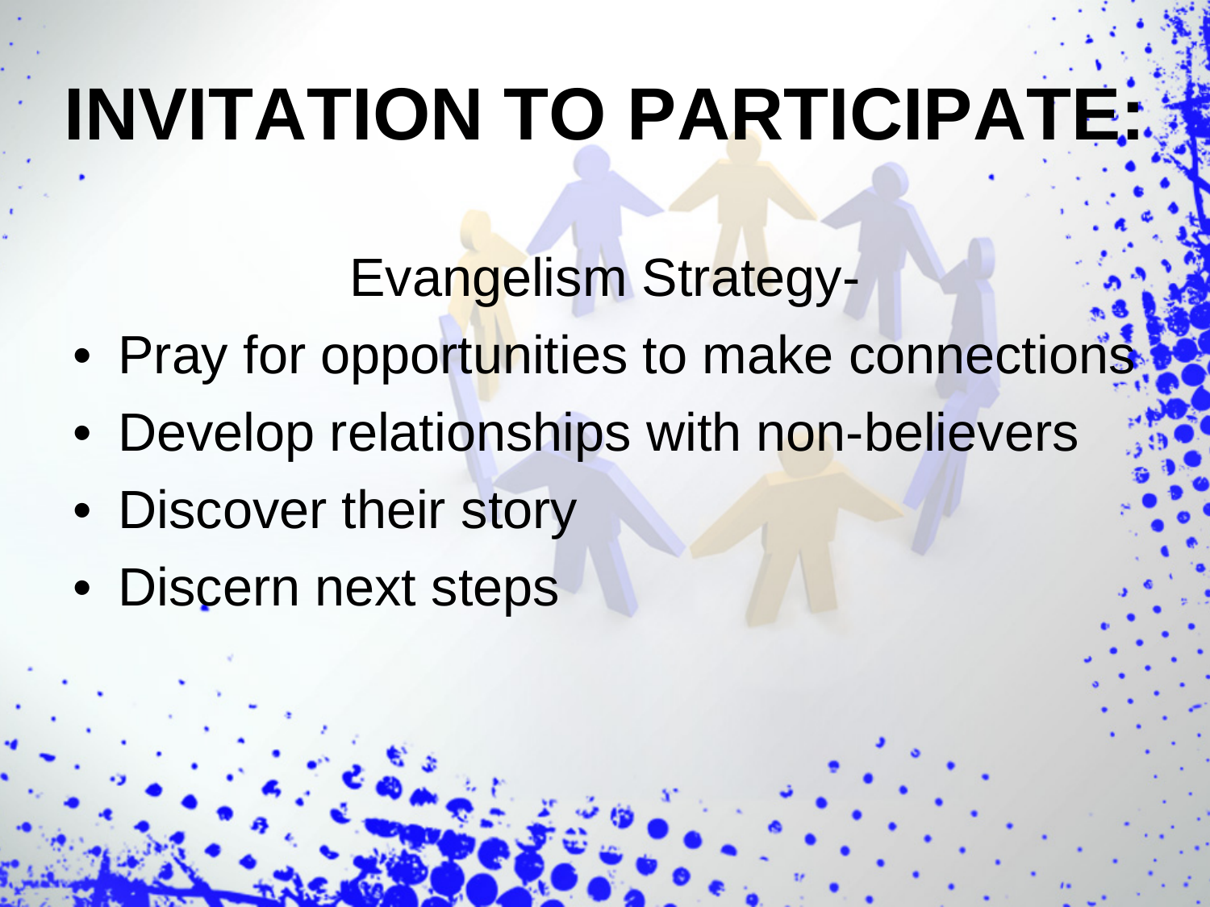# INVITATION TO PARTICIPATE:

Evangelism Strategy-

- Pray for opportunities to make connections
- Develop relationships with non-believers
- Discover their story
- Discern next steps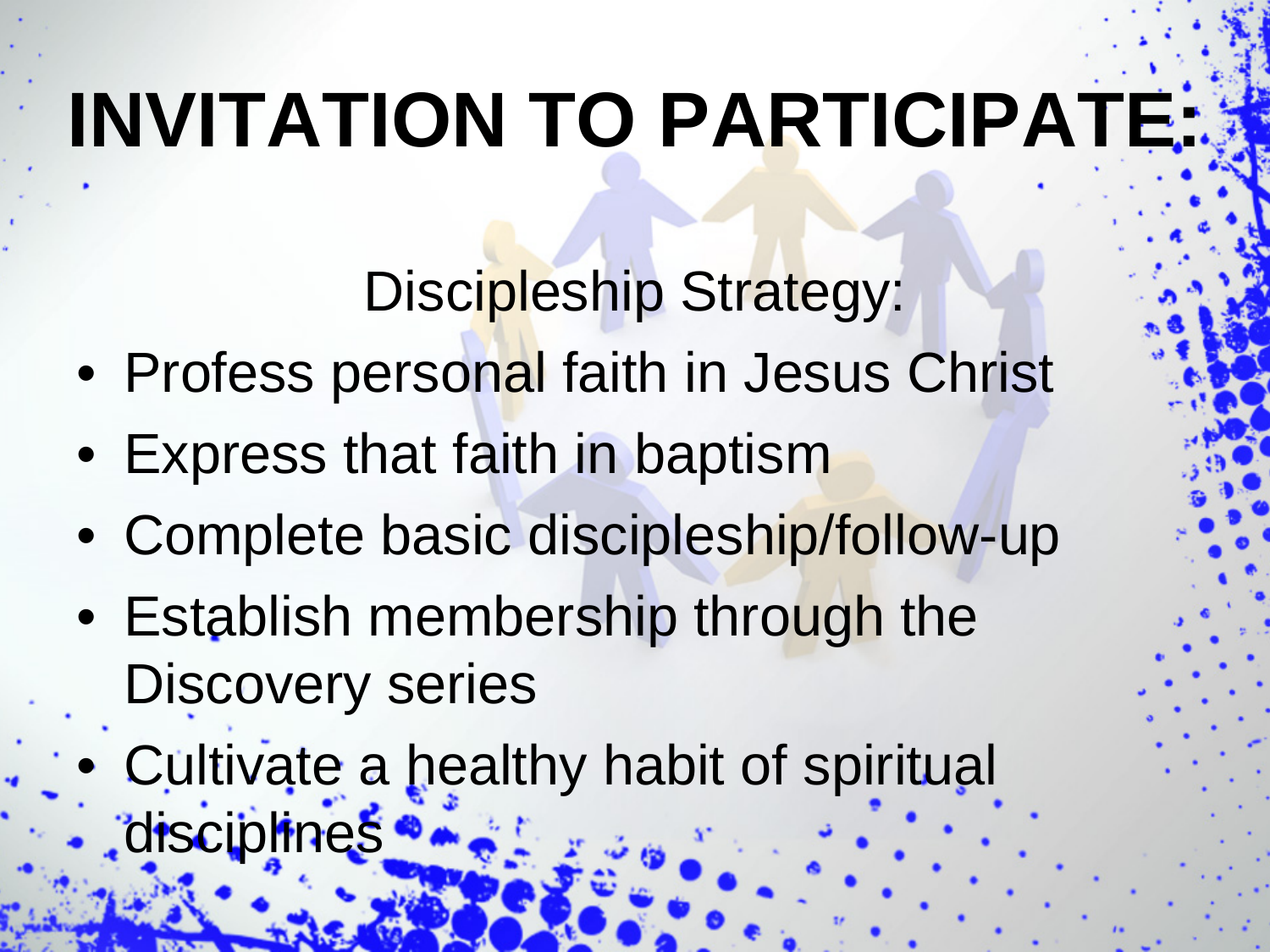# INVITATION TO PARTICIPATE:

Discipleship Strategy:

- Profess personal faith in Jesus Christ
- Express that faith in baptism
- Complete basic discipleship/follow-up
- Establish membership through the Discovery series
- Cultivate a healthy habit of spiritual disciplines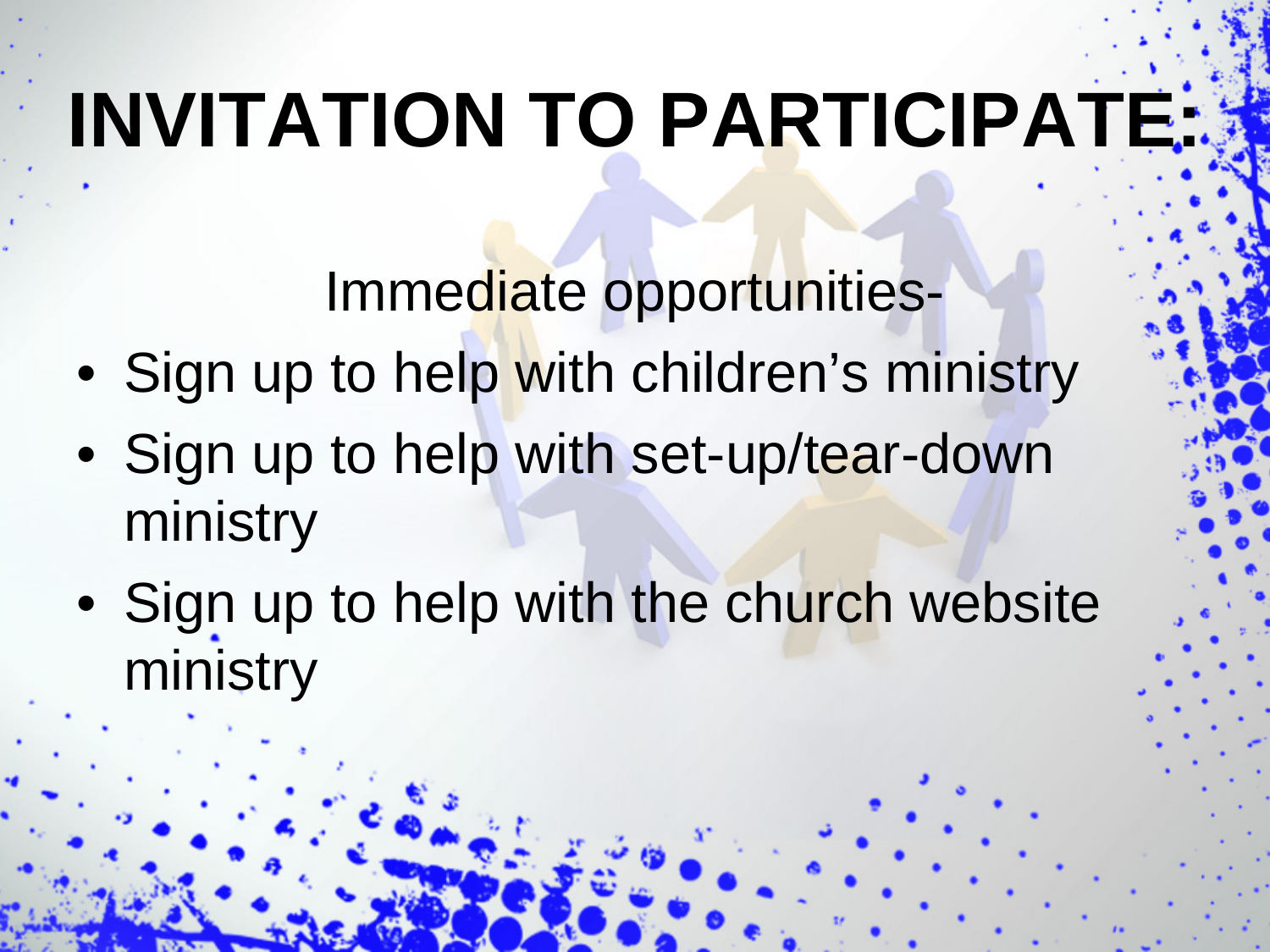# INVITATION TO PARTICIPATE:

Immediate opportunities-

- Sign up to help with children's ministry
- Sign up to help with set-up/tear-down ministry
- Sign up to help with the church website ministry